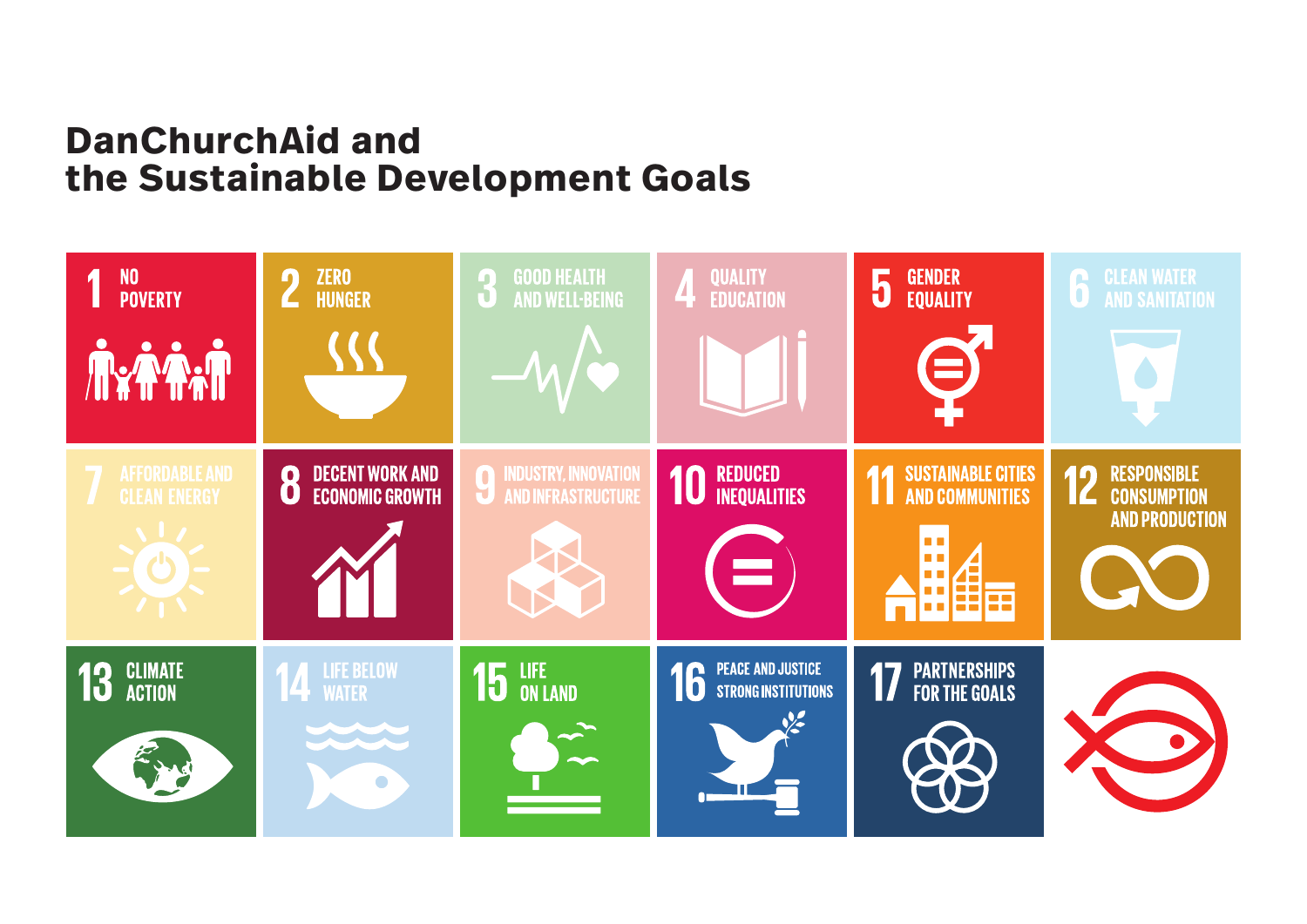# DanChurchAid and the Sustainable Development Goals

1 NO POVERTY

2 ZERO HUNGER

3 GOOD HEALTH AND WELL-BEING

4 QUALITY EDUCATION

5 GENDER EQUALITY

6 CLEAN WATER AND SANITATION

7 AFFORDABLE AND CLEAN ENERGY

8 DECENT WORK AND ECONOMIC GROWTH

9 INDUSTRY, INNOVATION AND INFRASTRUCTURE

10 REDUCED INEQUALITIES

11 SUSTAINABLE CITIES AND COMMUNITIES

12 RESPONSIBLE CONSUMPTION AND PRODUCTION

13 CLIMATE ACTION

14 LIFE BELOW WATER

15 LIFE ON LAND

16 PEACE AND JUSTICE STRONG INSTITUTIONS

17 PARTNERSHIPS FOR THE GOALS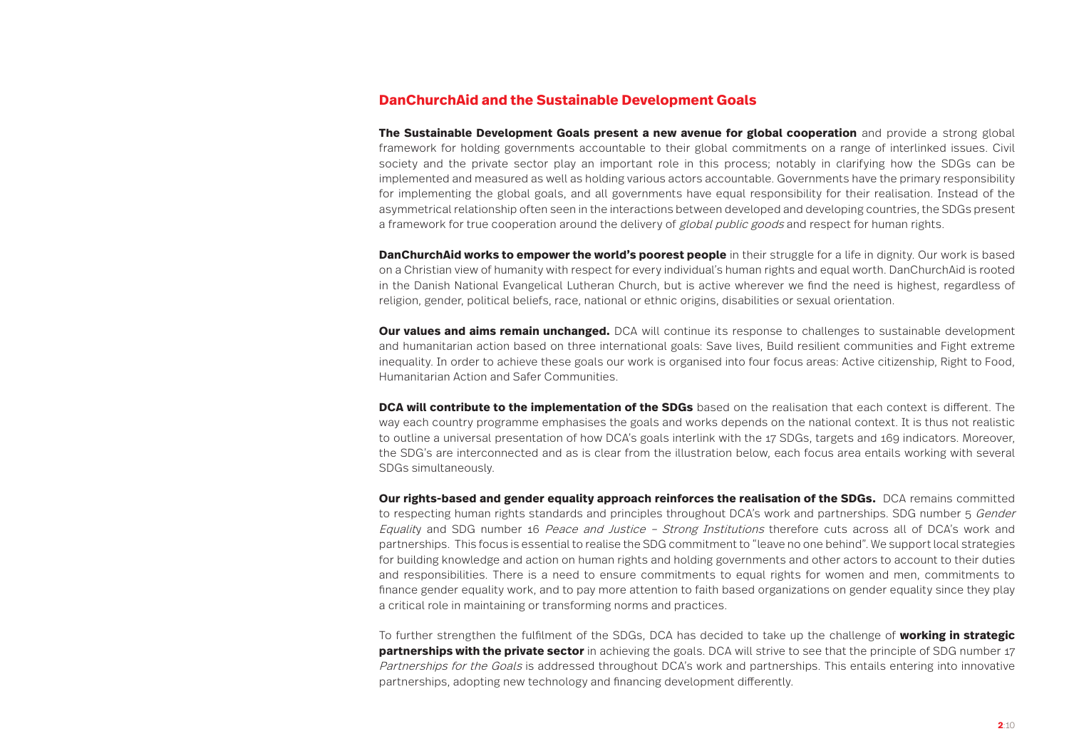## DanChurchAid and the Sustainable Development Goals

**The Sustainable Development Goals present a new avenue for global cooperation** and provide a strong global framework for holding governments accountable to their global commitments on a range of interlinked issues. Civil society and the private sector play an important role in this process; notably in clarifying how the SDGs can be implemented and measured as well as holding various actors accountable. Governments have the primary responsibility for implementing the global goals, and all governments have equal responsibility for their realisation. Instead of the asymmetrical relationship often seen in the interactions between developed and developing countries, the SDGs present a framework for true cooperation around the delivery of *global public goods* and respect for human rights.

**DanChurchAid works to empower the world's poorest people** in their struggle for a life in dignity. Our work is based on a Christian view of humanity with respect for every individual's human rights and equal worth. DanChurchAid is rooted in the Danish National Evangelical Lutheran Church, but is active wherever we find the need is highest, regardless of religion, gender, political beliefs, race, national or ethnic origins, disabilities or sexual orientation.

**Our values and aims remain unchanged.** DCA will continue its response to challenges to sustainable development and humanitarian action based on three international goals: Save lives, Build resilient communities and Fight extreme inequality. In order to achieve these goals our work is organised into four focus areas: Active citizenship, Right to Food, Humanitarian Action and Safer Communities.

**DCA will contribute to the implementation of the SDGs** based on the realisation that each context is different. The way each country programme emphasises the goals and works depends on the national context. It is thus not realistic to outline a universal presentation of how DCA's goals interlink with the 17 SDGs, targets and 169 indicators. Moreover, the SDG's are interconnected and as is clear from the illustration below, each focus area entails working with several SDGs simultaneously.

**Our rights-based and gender equality approach reinforces the realisation of the SDGs.** DCA remains committed to respecting human rights standards and principles throughout DCA's work and partnerships. SDG number 5 *Gender Equality* and SDG number 16 *Peace and Justice – Strong Institutions* therefore cuts across all of DCA's work and partnerships. This focus is essential to realise the SDG commitment to "leave no one behind". We support local strategies for building knowledge and action on human rights and holding governments and other actors to account to their duties and responsibilities. There is a need to ensure commitments to equal rights for women and men, commitments to finance gender equality work, and to pay more attention to faith based organizations on gender equality since they play a critical role in maintaining or transforming norms and practices.

To further strengthen the fulfilment of the SDGs, DCA has decided to take up the challenge of **working in strategic partnerships with the private sector** in achieving the goals. DCA will strive to see that the principle of SDG number 17 *Partnerships for the Goals* is addressed throughout DCA's work and partnerships. This entails entering into innovative partnerships, adopting new technology and financing development differently.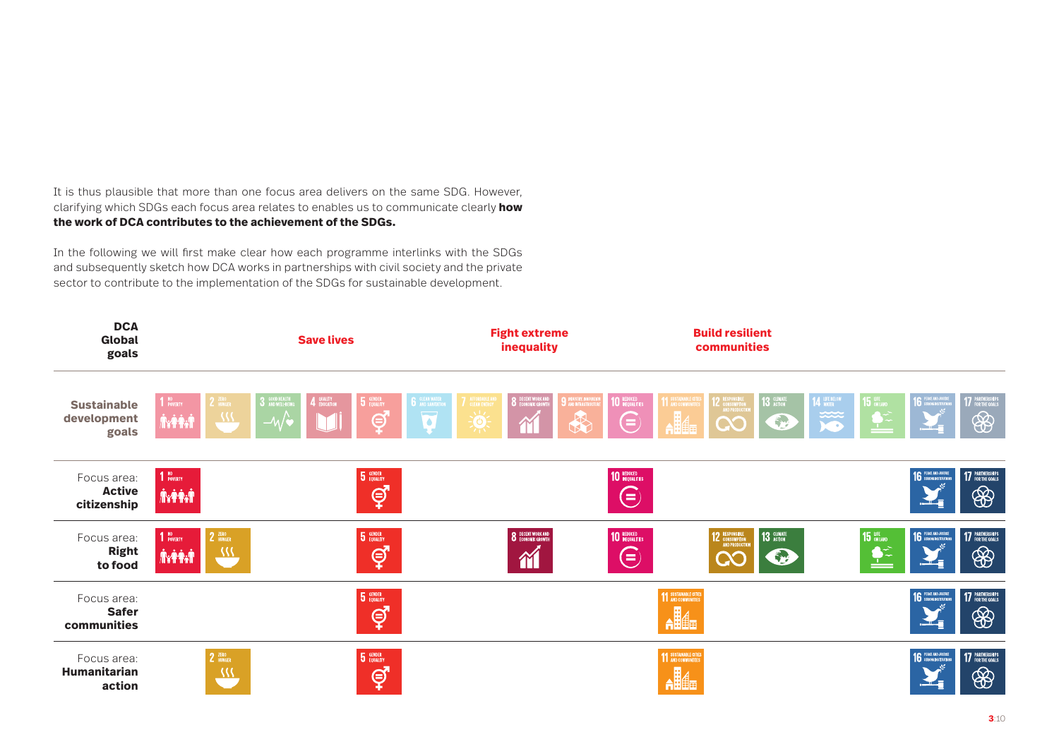It is thus plausible that more than one focus area delivers on the same SDG. However, clarifying which SDGs each focus area relates to enables us to communicate clearly **how the work of DCA contributes to the achievement of the SDGs.**

In the following we will first make clear how each programme interlinks with the SDGs and subsequently sketch how DCA works in partnerships with civil society and the private sector to contribute to the implementation of the SDGs for sustainable development.

| **DCA Global goals** | **Save lives** | | | | | | | **Fight extreme inequality** | | | | **Build resilient communities** | | | | | |
|---|---|---|---|---|---|---|---|---|---|---|---|---|---|---|---|---|---|
| **Sustainable development goals** | 1 No poverty | 2 Zero hunger | 3 Good health and well-being | 4 Quality education | 5 Gender equality | 6 Clean water and sanitation | 7 Affordable and clean energy | 8 Decent work and economic growth | 9 Industry, innovation and infrastructure | 10 Reduced inequalities | 11 Sustainable cities and communities | 12 Responsible consumption and production | 13 Climate action | 14 Life below water | 15 Life on land | 16 Peace and justice strong institutions | 17 Partnerships for the goals |
| Focus area: **Active citizenship** | 1 No poverty | | | | 5 Gender equality | | | | | 10 Reduced inequalities | | | | | | 16 Peace and justice strong institutions | 17 Partnerships for the goals |
| Focus area: **Right to food** | 1 No poverty | 2 Zero hunger | | | 5 Gender equality | | | 8 Decent work and economic growth | | 10 Reduced inequalities | | 12 Responsible consumption and production | 13 Climate action | | 15 Life on land | 16 Peace and justice strong institutions | 17 Partnerships for the goals |
| Focus area: **Safer communities** | | | | | 5 Gender equality | | | | | | 11 Sustainable cities and communities | | | | | 16 Peace and justice strong institutions | 17 Partnerships for the goals |
| Focus area: **Humanitarian action** | | 2 Zero hunger | | | 5 Gender equality | | | | | | 11 Sustainable cities and communities | | | | | 16 Peace and justice strong institutions | 17 Partnerships for the goals |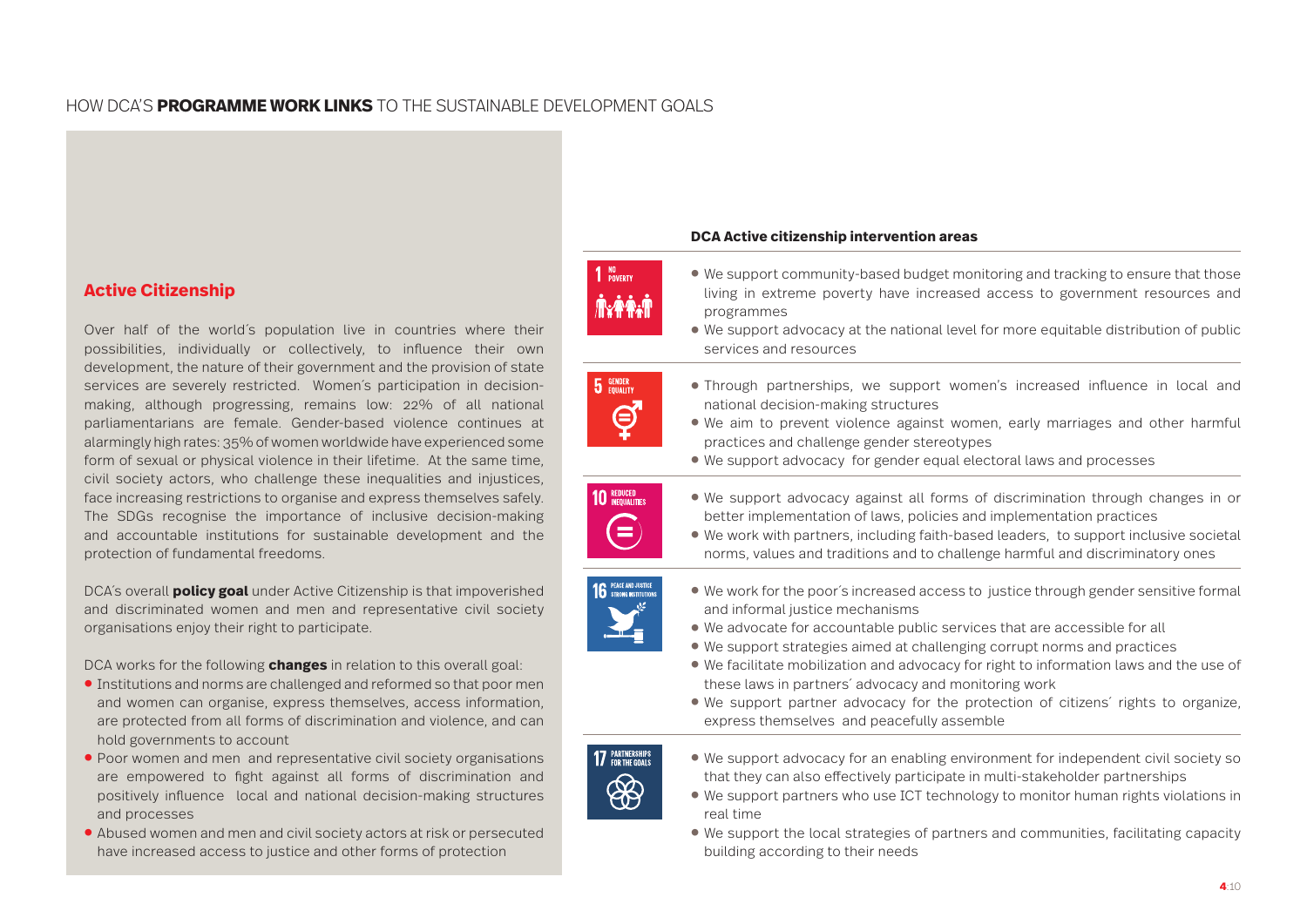HOW DCA'S **PROGRAMME WORK LINKS** TO THE SUSTAINABLE DEVELOPMENT GOALS

## Active Citizenship

Over half of the world´s population live in countries where their possibilities, individually or collectively, to influence their own development, the nature of their government and the provision of state services are severely restricted. Women´s participation in decision-making, although progressing, remains low: 22% of all national parliamentarians are female. Gender-based violence continues at alarmingly high rates: 35% of women worldwide have experienced some form of sexual or physical violence in their lifetime. At the same time, civil society actors, who challenge these inequalities and injustices, face increasing restrictions to organise and express themselves safely. The SDGs recognise the importance of inclusive decision-making and accountable institutions for sustainable development and the protection of fundamental freedoms.

DCA's overall **policy goal** under Active Citizenship is that impoverished and discriminated women and men and representative civil society organisations enjoy their right to participate.

DCA works for the following **changes** in relation to this overall goal:

- Institutions and norms are challenged and reformed so that poor men and women can organise, express themselves, access information, are protected from all forms of discrimination and violence, and can hold governments to account
- Poor women and men and representative civil society organisations are empowered to fight against all forms of discrimination and positively influence local and national decision-making structures and processes
- Abused women and men and civil society actors at risk or persecuted have increased access to justice and other forms of protection

### DCA Active citizenship intervention areas

**1 NO POVERTY**

- We support community-based budget monitoring and tracking to ensure that those living in extreme poverty have increased access to government resources and programmes
- We support advocacy at the national level for more equitable distribution of public services and resources

**5 GENDER EQUALITY**

- Through partnerships, we support women's increased influence in local and national decision-making structures
- We aim to prevent violence against women, early marriages and other harmful practices and challenge gender stereotypes
- We support advocacy for gender equal electoral laws and processes

**10 REDUCED INEQUALITIES**

- We support advocacy against all forms of discrimination through changes in or better implementation of laws, policies and implementation practices
- We work with partners, including faith-based leaders, to support inclusive societal norms, values and traditions and to challenge harmful and discriminatory ones

**16 PEACE AND JUSTICE STRONG INSTITUTIONS**

- We work for the poor´s increased access to justice through gender sensitive formal and informal justice mechanisms
- We advocate for accountable public services that are accessible for all
- We support strategies aimed at challenging corrupt norms and practices
- We facilitate mobilization and advocacy for right to information laws and the use of these laws in partners´ advocacy and monitoring work
- We support partner advocacy for the protection of citizens´ rights to organize, express themselves and peacefully assemble

**17 PARTNERSHIPS FOR THE GOALS**

- We support advocacy for an enabling environment for independent civil society so that they can also effectively participate in multi-stakeholder partnerships
- We support partners who use ICT technology to monitor human rights violations in real time
- We support the local strategies of partners and communities, facilitating capacity building according to their needs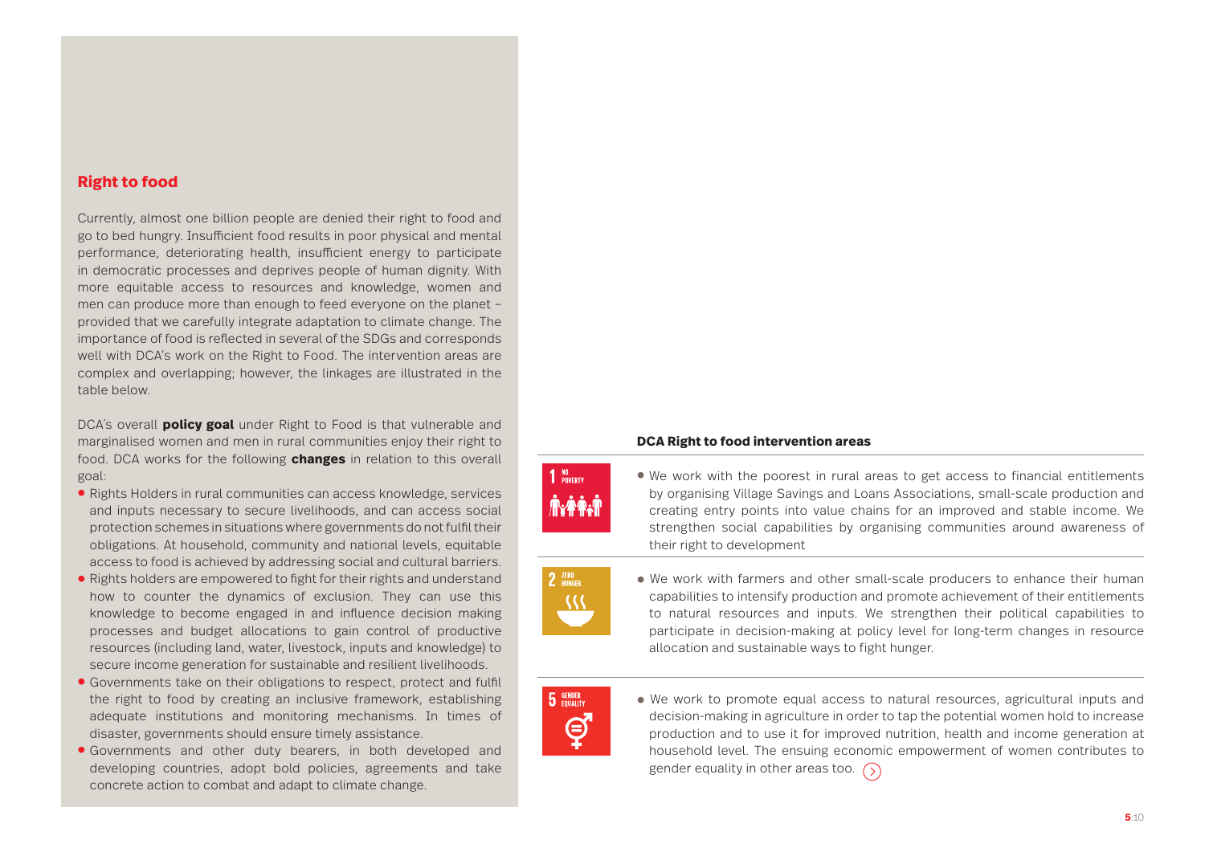## Right to food

Currently, almost one billion people are denied their right to food and go to bed hungry. Insufficient food results in poor physical and mental performance, deteriorating health, insufficient energy to participate in democratic processes and deprives people of human dignity. With more equitable access to resources and knowledge, women and men can produce more than enough to feed everyone on the planet – provided that we carefully integrate adaptation to climate change. The importance of food is reflected in several of the SDGs and corresponds well with DCA's work on the Right to Food. The intervention areas are complex and overlapping; however, the linkages are illustrated in the table below.

DCA's overall **policy goal** under Right to Food is that vulnerable and marginalised women and men in rural communities enjoy their right to food. DCA works for the following **changes** in relation to this overall goal:

- Rights Holders in rural communities can access knowledge, services and inputs necessary to secure livelihoods, and can access social protection schemes in situations where governments do not fulfil their obligations. At household, community and national levels, equitable access to food is achieved by addressing social and cultural barriers.
- Rights holders are empowered to fight for their rights and understand how to counter the dynamics of exclusion. They can use this knowledge to become engaged in and influence decision making processes and budget allocations to gain control of productive resources (including land, water, livestock, inputs and knowledge) to secure income generation for sustainable and resilient livelihoods.
- Governments take on their obligations to respect, protect and fulfil the right to food by creating an inclusive framework, establishing adequate institutions and monitoring mechanisms. In times of disaster, governments should ensure timely assistance.
- Governments and other duty bearers, in both developed and developing countries, adopt bold policies, agreements and take concrete action to combat and adapt to climate change.

**DCA Right to food intervention areas**

| SDG | Intervention area |
|---|---|
| 1 NO POVERTY | We work with the poorest in rural areas to get access to financial entitlements by organising Village Savings and Loans Associations, small-scale production and creating entry points into value chains for an improved and stable income. We strengthen social capabilities by organising communities around awareness of their right to development |
| 2 ZERO HUNGER | We work with farmers and other small-scale producers to enhance their human capabilities to intensify production and promote achievement of their entitlements to natural resources and inputs. We strengthen their political capabilities to participate in decision-making at policy level for long-term changes in resource allocation and sustainable ways to fight hunger. |
| 5 GENDER EQUALITY | We work to promote equal access to natural resources, agricultural inputs and decision-making in agriculture in order to tap the potential women hold to increase production and to use it for improved nutrition, health and income generation at household level. The ensuing economic empowerment of women contributes to gender equality in other areas too. |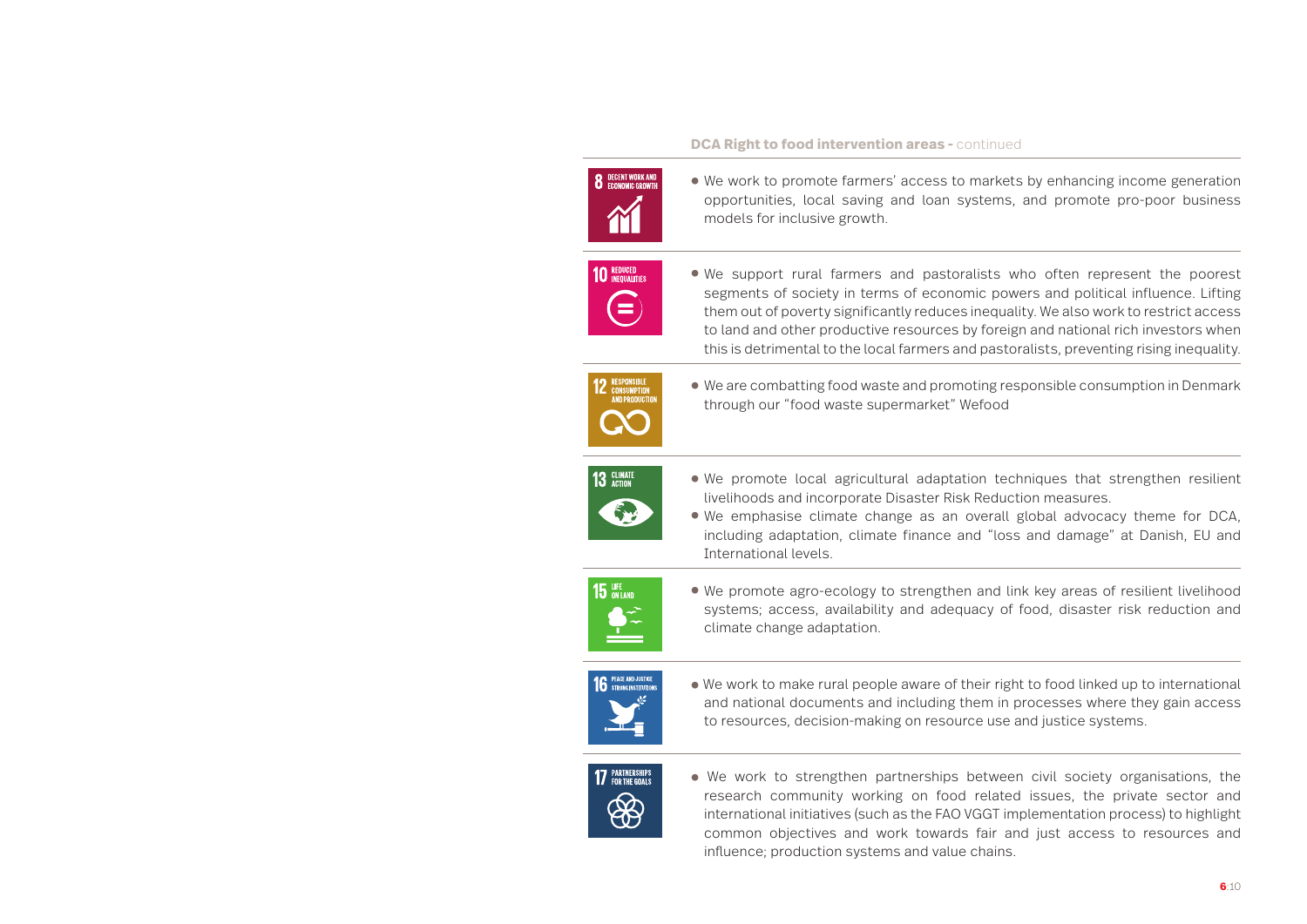**DCA Right to food intervention areas -** continued

| SDG | Intervention |
|---|---|
| 8 DECENT WORK AND ECONOMIC GROWTH | • We work to promote farmers' access to markets by enhancing income generation opportunities, local saving and loan systems, and promote pro-poor business models for inclusive growth. |
| 10 REDUCED INEQUALITIES | • We support rural farmers and pastoralists who often represent the poorest segments of society in terms of economic powers and political influence. Lifting them out of poverty significantly reduces inequality. We also work to restrict access to land and other productive resources by foreign and national rich investors when this is detrimental to the local farmers and pastoralists, preventing rising inequality. |
| 12 RESPONSIBLE CONSUMPTION AND PRODUCTION | • We are combatting food waste and promoting responsible consumption in Denmark through our "food waste supermarket" Wefood |
| 13 CLIMATE ACTION | • We promote local agricultural adaptation techniques that strengthen resilient livelihoods and incorporate Disaster Risk Reduction measures.<br>• We emphasise climate change as an overall global advocacy theme for DCA, including adaptation, climate finance and "loss and damage" at Danish, EU and International levels. |
| 15 LIFE ON LAND | • We promote agro-ecology to strengthen and link key areas of resilient livelihood systems; access, availability and adequacy of food, disaster risk reduction and climate change adaptation. |
| 16 PEACE AND JUSTICE STRONG INSTITUTIONS | • We work to make rural people aware of their right to food linked up to international and national documents and including them in processes where they gain access to resources, decision-making on resource use and justice systems. |
| 17 PARTNERSHIPS FOR THE GOALS | • We work to strengthen partnerships between civil society organisations, the research community working on food related issues, the private sector and international initiatives (such as the FAO VGGT implementation process) to highlight common objectives and work towards fair and just access to resources and influence; production systems and value chains. |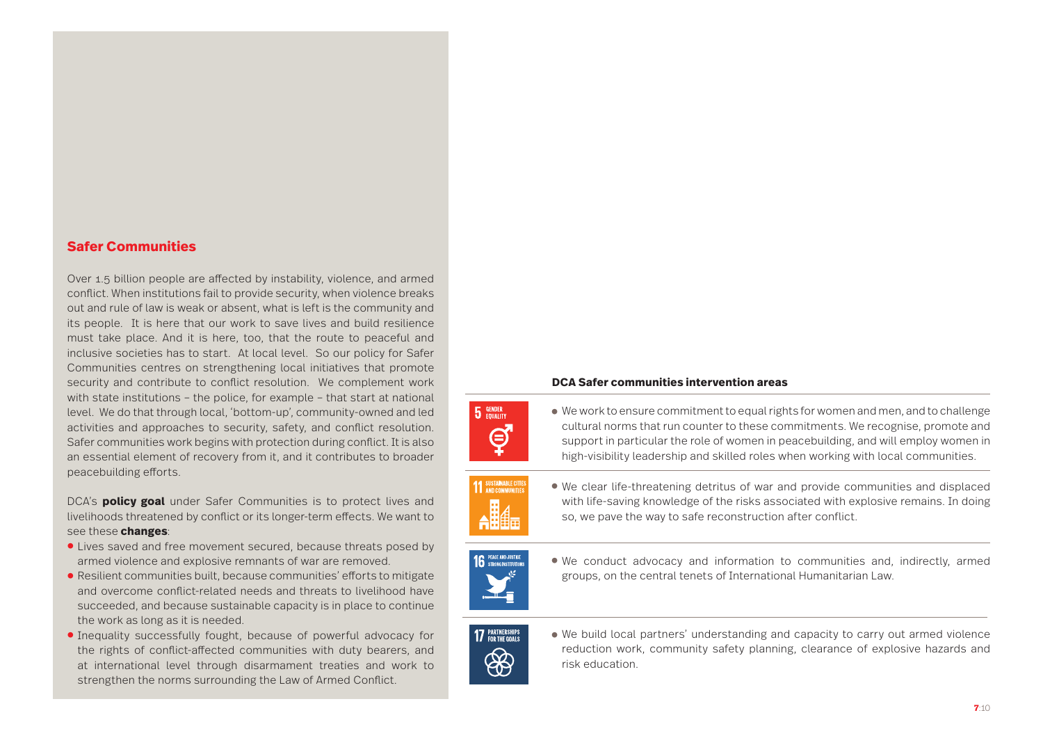## Safer Communities

Over 1.5 billion people are affected by instability, violence, and armed conflict. When institutions fail to provide security, when violence breaks out and rule of law is weak or absent, what is left is the community and its people. It is here that our work to save lives and build resilience must take place. And it is here, too, that the route to peaceful and inclusive societies has to start. At local level. So our policy for Safer Communities centres on strengthening local initiatives that promote security and contribute to conflict resolution. We complement work with state institutions – the police, for example – that start at national level. We do that through local, 'bottom-up', community-owned and led activities and approaches to security, safety, and conflict resolution. Safer communities work begins with protection during conflict. It is also an essential element of recovery from it, and it contributes to broader peacebuilding efforts.

DCA's **policy goal** under Safer Communities is to protect lives and livelihoods threatened by conflict or its longer-term effects. We want to see these **changes**:

- Lives saved and free movement secured, because threats posed by armed violence and explosive remnants of war are removed.
- Resilient communities built, because communities' efforts to mitigate and overcome conflict-related needs and threats to livelihood have succeeded, and because sustainable capacity is in place to continue the work as long as it is needed.
- Inequality successfully fought, because of powerful advocacy for the rights of conflict-affected communities with duty bearers, and at international level through disarmament treaties and work to strengthen the norms surrounding the Law of Armed Conflict.

### DCA Safer communities intervention areas

5 GENDER EQUALITY

- We work to ensure commitment to equal rights for women and men, and to challenge cultural norms that run counter to these commitments. We recognise, promote and support in particular the role of women in peacebuilding, and will employ women in high-visibility leadership and skilled roles when working with local communities.

11 SUSTAINABLE CITIES AND COMMUNITIES

- We clear life-threatening detritus of war and provide communities and displaced with life-saving knowledge of the risks associated with explosive remains. In doing so, we pave the way to safe reconstruction after conflict.

16 PEACE AND JUSTICE STRONG INSTITUTIONS

- We conduct advocacy and information to communities and, indirectly, armed groups, on the central tenets of International Humanitarian Law.

17 PARTNERSHIPS FOR THE GOALS

- We build local partners' understanding and capacity to carry out armed violence reduction work, community safety planning, clearance of explosive hazards and risk education.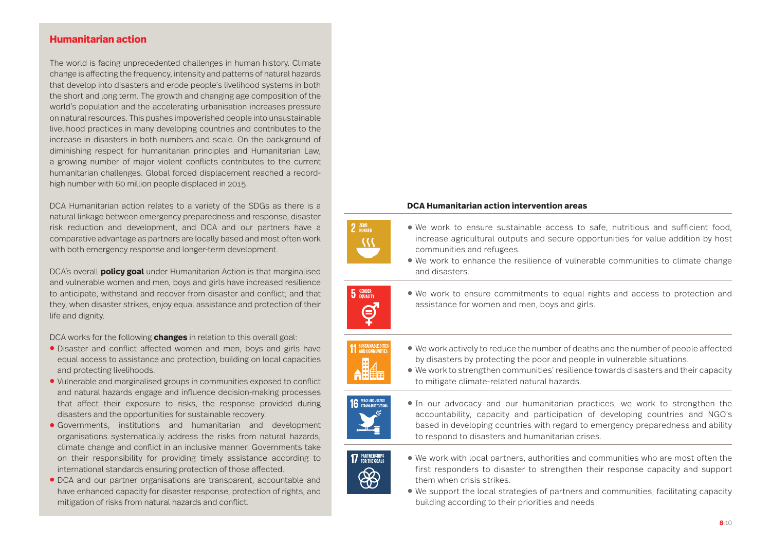## Humanitarian action

The world is facing unprecedented challenges in human history. Climate change is affecting the frequency, intensity and patterns of natural hazards that develop into disasters and erode people's livelihood systems in both the short and long term. The growth and changing age composition of the world's population and the accelerating urbanisation increases pressure on natural resources. This pushes impoverished people into unsustainable livelihood practices in many developing countries and contributes to the increase in disasters in both numbers and scale. On the background of diminishing respect for humanitarian principles and Humanitarian Law, a growing number of major violent conflicts contributes to the current humanitarian challenges. Global forced displacement reached a record-high number with 60 million people displaced in 2015.

DCA Humanitarian action relates to a variety of the SDGs as there is a natural linkage between emergency preparedness and response, disaster risk reduction and development, and DCA and our partners have a comparative advantage as partners are locally based and most often work with both emergency response and longer-term development.

DCA's overall **policy goal** under Humanitarian Action is that marginalised and vulnerable women and men, boys and girls have increased resilience to anticipate, withstand and recover from disaster and conflict; and that they, when disaster strikes, enjoy equal assistance and protection of their life and dignity.

DCA works for the following **changes** in relation to this overall goal:

- Disaster and conflict affected women and men, boys and girls have equal access to assistance and protection, building on local capacities and protecting livelihoods.
- Vulnerable and marginalised groups in communities exposed to conflict and natural hazards engage and influence decision-making processes that affect their exposure to risks, the response provided during disasters and the opportunities for sustainable recovery.
- Governments, institutions and humanitarian and development organisations systematically address the risks from natural hazards, climate change and conflict in an inclusive manner. Governments take on their responsibility for providing timely assistance according to international standards ensuring protection of those affected.
- DCA and our partner organisations are transparent, accountable and have enhanced capacity for disaster response, protection of rights, and mitigation of risks from natural hazards and conflict.

### DCA Humanitarian action intervention areas

**2 ZERO HUNGER**

- We work to ensure sustainable access to safe, nutritious and sufficient food, increase agricultural outputs and secure opportunities for value addition by host communities and refugees.
- We work to enhance the resilience of vulnerable communities to climate change and disasters.

**5 GENDER EQUALITY**

- We work to ensure commitments to equal rights and access to protection and assistance for women and men, boys and girls.

**11 SUSTAINABLE CITIES AND COMMUNITIES**

- We work actively to reduce the number of deaths and the number of people affected by disasters by protecting the poor and people in vulnerable situations.
- We work to strengthen communities' resilience towards disasters and their capacity to mitigate climate-related natural hazards.

**16 PEACE AND JUSTICE STRONG INSTITUTIONS**

- In our advocacy and our humanitarian practices, we work to strengthen the accountability, capacity and participation of developing countries and NGO's based in developing countries with regard to emergency preparedness and ability to respond to disasters and humanitarian crises.

**17 PARTNERSHIPS FOR THE GOALS**

- We work with local partners, authorities and communities who are most often the first responders to disaster to strengthen their response capacity and support them when crisis strikes.
- We support the local strategies of partners and communities, facilitating capacity building according to their priorities and needs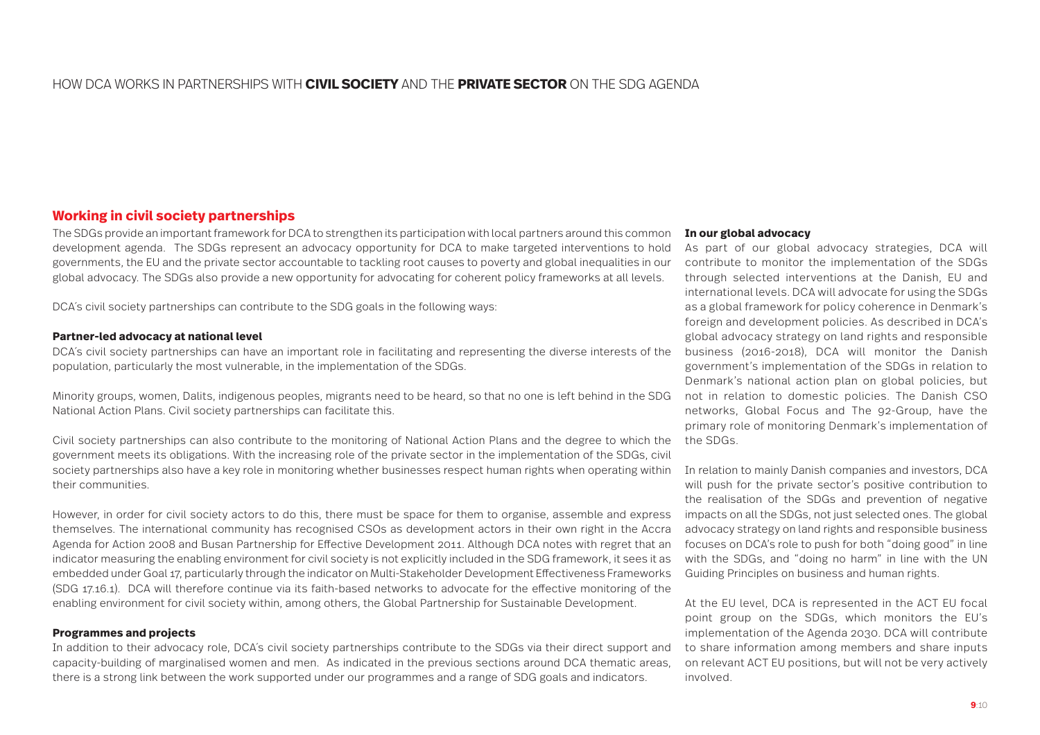# HOW DCA WORKS IN PARTNERSHIPS WITH **CIVIL SOCIETY** AND THE **PRIVATE SECTOR** ON THE SDG AGENDA

## Working in civil society partnerships

The SDGs provide an important framework for DCA to strengthen its participation with local partners around this common development agenda. The SDGs represent an advocacy opportunity for DCA to make targeted interventions to hold governments, the EU and the private sector accountable to tackling root causes to poverty and global inequalities in our global advocacy. The SDGs also provide a new opportunity for advocating for coherent policy frameworks at all levels.

DCA's civil society partnerships can contribute to the SDG goals in the following ways:

#### Partner-led advocacy at national level

DCA's civil society partnerships can have an important role in facilitating and representing the diverse interests of the population, particularly the most vulnerable, in the implementation of the SDGs.

Minority groups, women, Dalits, indigenous peoples, migrants need to be heard, so that no one is left behind in the SDG National Action Plans. Civil society partnerships can facilitate this.

Civil society partnerships can also contribute to the monitoring of National Action Plans and the degree to which the government meets its obligations. With the increasing role of the private sector in the implementation of the SDGs, civil society partnerships also have a key role in monitoring whether businesses respect human rights when operating within their communities.

However, in order for civil society actors to do this, there must be space for them to organise, assemble and express themselves. The international community has recognised CSOs as development actors in their own right in the Accra Agenda for Action 2008 and Busan Partnership for Effective Development 2011. Although DCA notes with regret that an indicator measuring the enabling environment for civil society is not explicitly included in the SDG framework, it sees it as embedded under Goal 17, particularly through the indicator on Multi-Stakeholder Development Effectiveness Frameworks (SDG 17.16.1). DCA will therefore continue via its faith-based networks to advocate for the effective monitoring of the enabling environment for civil society within, among others, the Global Partnership for Sustainable Development.

#### Programmes and projects

In addition to their advocacy role, DCA's civil society partnerships contribute to the SDGs via their direct support and capacity-building of marginalised women and men. As indicated in the previous sections around DCA thematic areas, there is a strong link between the work supported under our programmes and a range of SDG goals and indicators.

#### In our global advocacy

As part of our global advocacy strategies, DCA will contribute to monitor the implementation of the SDGs through selected interventions at the Danish, EU and international levels. DCA will advocate for using the SDGs as a global framework for policy coherence in Denmark's foreign and development policies. As described in DCA's global advocacy strategy on land rights and responsible business (2016-2018), DCA will monitor the Danish government's implementation of the SDGs in relation to Denmark's national action plan on global policies, but not in relation to domestic policies. The Danish CSO networks, Global Focus and The 92-Group, have the primary role of monitoring Denmark's implementation of the SDGs.

In relation to mainly Danish companies and investors, DCA will push for the private sector's positive contribution to the realisation of the SDGs and prevention of negative impacts on all the SDGs, not just selected ones. The global advocacy strategy on land rights and responsible business focuses on DCA's role to push for both "doing good" in line with the SDGs, and "doing no harm" in line with the UN Guiding Principles on business and human rights.

At the EU level, DCA is represented in the ACT EU focal point group on the SDGs, which monitors the EU's implementation of the Agenda 2030. DCA will contribute to share information among members and share inputs on relevant ACT EU positions, but will not be very actively involved.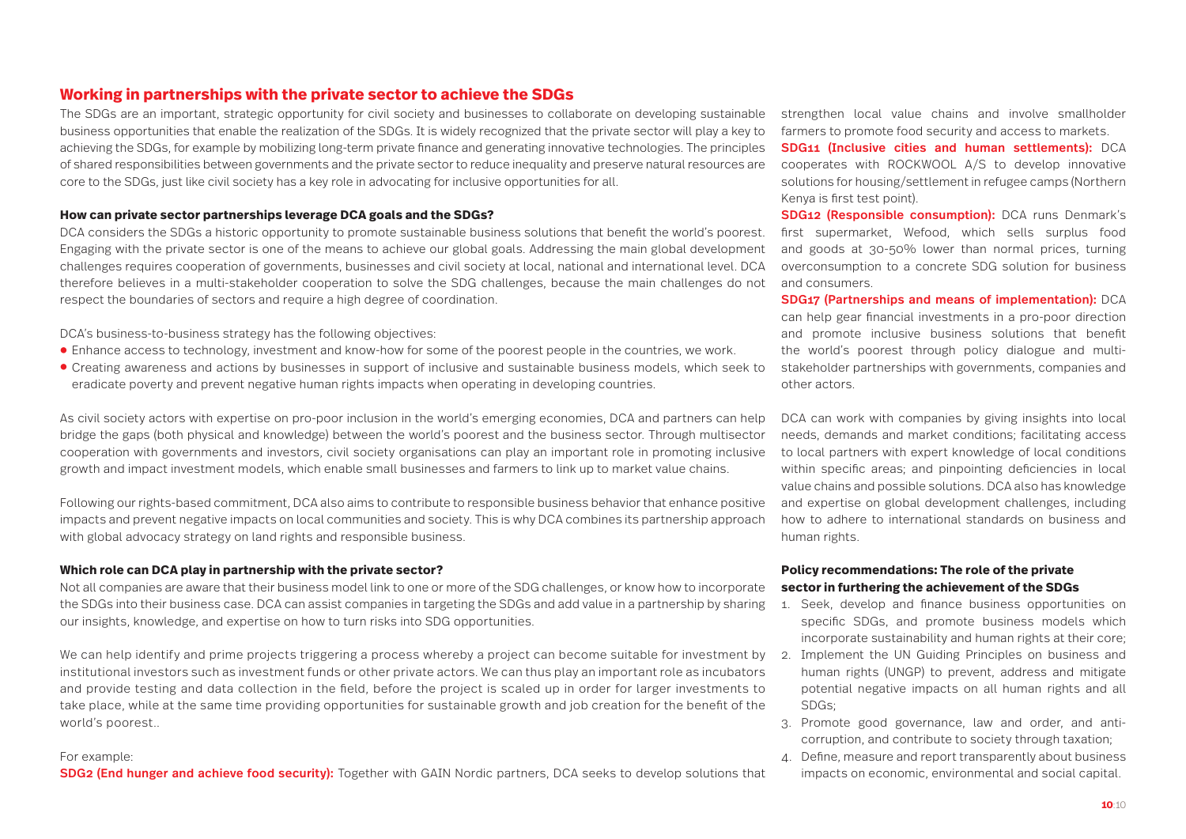## Working in partnerships with the private sector to achieve the SDGs

The SDGs are an important, strategic opportunity for civil society and businesses to collaborate on developing sustainable business opportunities that enable the realization of the SDGs. It is widely recognized that the private sector will play a key to achieving the SDGs, for example by mobilizing long-term private finance and generating innovative technologies. The principles of shared responsibilities between governments and the private sector to reduce inequality and preserve natural resources are core to the SDGs, just like civil society has a key role in advocating for inclusive opportunities for all.

### How can private sector partnerships leverage DCA goals and the SDGs?

DCA considers the SDGs a historic opportunity to promote sustainable business solutions that benefit the world's poorest. Engaging with the private sector is one of the means to achieve our global goals. Addressing the main global development challenges requires cooperation of governments, businesses and civil society at local, national and international level. DCA therefore believes in a multi-stakeholder cooperation to solve the SDG challenges, because the main challenges do not respect the boundaries of sectors and require a high degree of coordination.

DCA's business-to-business strategy has the following objectives:

- Enhance access to technology, investment and know-how for some of the poorest people in the countries, we work.
- Creating awareness and actions by businesses in support of inclusive and sustainable business models, which seek to eradicate poverty and prevent negative human rights impacts when operating in developing countries.

As civil society actors with expertise on pro-poor inclusion in the world's emerging economies, DCA and partners can help bridge the gaps (both physical and knowledge) between the world's poorest and the business sector. Through multisector cooperation with governments and investors, civil society organisations can play an important role in promoting inclusive growth and impact investment models, which enable small businesses and farmers to link up to market value chains.

Following our rights-based commitment, DCA also aims to contribute to responsible business behavior that enhance positive impacts and prevent negative impacts on local communities and society. This is why DCA combines its partnership approach with global advocacy strategy on land rights and responsible business.

### Which role can DCA play in partnership with the private sector?

Not all companies are aware that their business model link to one or more of the SDG challenges, or know how to incorporate the SDGs into their business case. DCA can assist companies in targeting the SDGs and add value in a partnership by sharing our insights, knowledge, and expertise on how to turn risks into SDG opportunities.

We can help identify and prime projects triggering a process whereby a project can become suitable for investment by institutional investors such as investment funds or other private actors. We can thus play an important role as incubators and provide testing and data collection in the field, before the project is scaled up in order for larger investments to take place, while at the same time providing opportunities for sustainable growth and job creation for the benefit of the world's poorest..

For example:

**SDG2 (End hunger and achieve food security):** Together with GAIN Nordic partners, DCA seeks to develop solutions that strengthen local value chains and involve smallholder farmers to promote food security and access to markets.

**SDG11 (Inclusive cities and human settlements):** DCA cooperates with ROCKWOOL A/S to develop innovative solutions for housing/settlement in refugee camps (Northern Kenya is first test point).

**SDG12 (Responsible consumption):** DCA runs Denmark's first supermarket, Wefood, which sells surplus food and goods at 30-50% lower than normal prices, turning overconsumption to a concrete SDG solution for business and consumers.

**SDG17 (Partnerships and means of implementation):** DCA can help gear financial investments in a pro-poor direction and promote inclusive business solutions that benefit the world's poorest through policy dialogue and multi-stakeholder partnerships with governments, companies and other actors.

DCA can work with companies by giving insights into local needs, demands and market conditions; facilitating access to local partners with expert knowledge of local conditions within specific areas; and pinpointing deficiencies in local value chains and possible solutions. DCA also has knowledge and expertise on global development challenges, including how to adhere to international standards on business and human rights.

### Policy recommendations: The role of the private sector in furthering the achievement of the SDGs

1. Seek, develop and finance business opportunities on specific SDGs, and promote business models which incorporate sustainability and human rights at their core;
2. Implement the UN Guiding Principles on business and human rights (UNGP) to prevent, address and mitigate potential negative impacts on all human rights and all SDGs;
3. Promote good governance, law and order, and anti-corruption, and contribute to society through taxation;
4. Define, measure and report transparently about business impacts on economic, environmental and social capital.